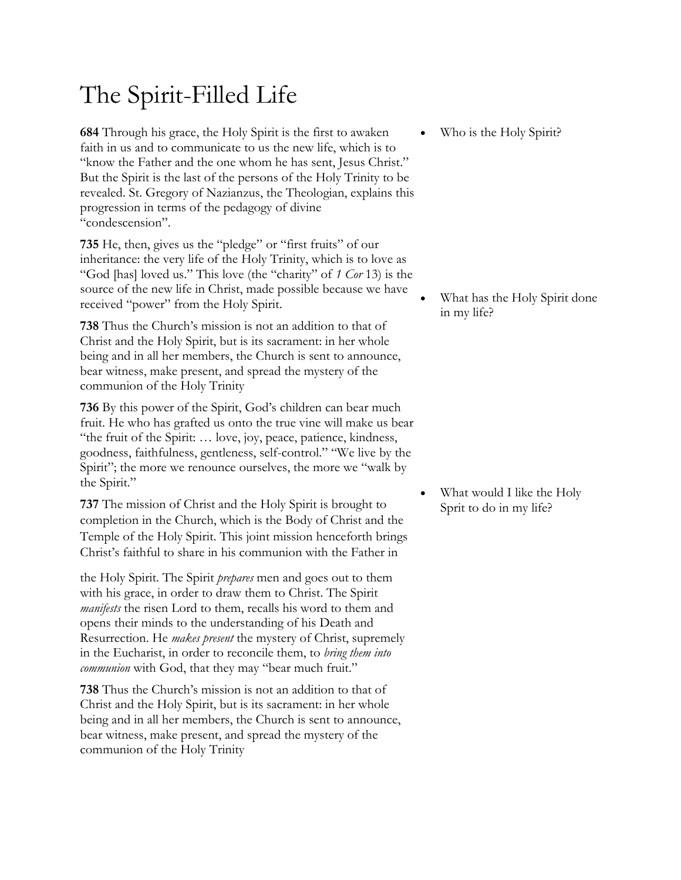# The Spirit-Filled Life

**684** Through his grace, the Holy Spirit is the first to awaken faith in us and to communicate to us the new life, which is to "know the Father and the one whom he has sent, Jesus Christ." But the Spirit is the last of the persons of the Holy Trinity to be revealed. St. Gregory of Nazianzus, the Theologian, explains this progression in terms of the pedagogy of divine "condescension".

- Who is the Holy Spirit?

**735** He, then, gives us the "pledge" or "first fruits" of our inheritance: the very life of the Holy Trinity, which is to love as "God [has] loved us." This love (the "charity" of *1 Cor* 13) is the source of the new life in Christ, made possible because we have received "power" from the Holy Spirit.

- What has the Holy Spirit done in my life?

**738** Thus the Church's mission is not an addition to that of Christ and the Holy Spirit, but is its sacrament: in her whole being and in all her members, the Church is sent to announce, bear witness, make present, and spread the mystery of the communion of the Holy Trinity

**736** By this power of the Spirit, God's children can bear much fruit. He who has grafted us onto the true vine will make us bear "the fruit of the Spirit: … love, joy, peace, patience, kindness, goodness, faithfulness, gentleness, self-control." "We live by the Spirit"; the more we renounce ourselves, the more we "walk by the Spirit."

- What would I like the Holy Sprit to do in my life?

**737** The mission of Christ and the Holy Spirit is brought to completion in the Church, which is the Body of Christ and the Temple of the Holy Spirit. This joint mission henceforth brings Christ's faithful to share in his communion with the Father in the Holy Spirit. The Spirit *prepares* men and goes out to them with his grace, in order to draw them to Christ. The Spirit *manifests* the risen Lord to them, recalls his word to them and opens their minds to the understanding of his Death and Resurrection. He *makes present* the mystery of Christ, supremely in the Eucharist, in order to reconcile them, to *bring them into communion* with God, that they may "bear much fruit."

**738** Thus the Church's mission is not an addition to that of Christ and the Holy Spirit, but is its sacrament: in her whole being and in all her members, the Church is sent to announce, bear witness, make present, and spread the mystery of the communion of the Holy Trinity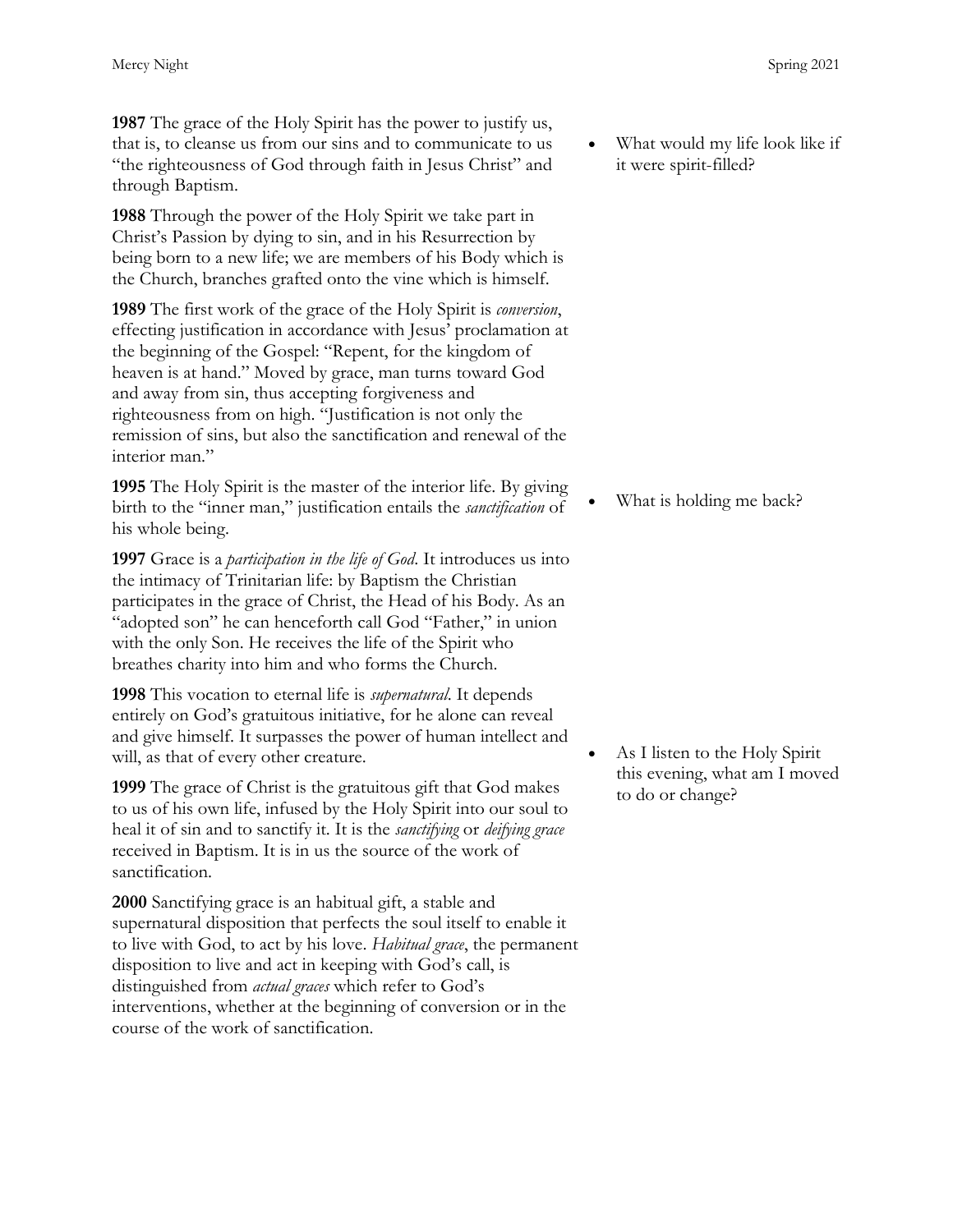**1987** The grace of the Holy Spirit has the power to justify us, that is, to cleanse us from our sins and to communicate to us "the righteousness of God through faith in Jesus Christ" and through Baptism.

- What would my life look like if it were spirit-filled?

**1988** Through the power of the Holy Spirit we take part in Christ's Passion by dying to sin, and in his Resurrection by being born to a new life; we are members of his Body which is the Church, branches grafted onto the vine which is himself.

**1989** The first work of the grace of the Holy Spirit is *conversion*, effecting justification in accordance with Jesus' proclamation at the beginning of the Gospel: "Repent, for the kingdom of heaven is at hand." Moved by grace, man turns toward God and away from sin, thus accepting forgiveness and righteousness from on high. "Justification is not only the remission of sins, but also the sanctification and renewal of the interior man."

**1995** The Holy Spirit is the master of the interior life. By giving birth to the "inner man," justification entails the *sanctification* of his whole being.

- What is holding me back?

**1997** Grace is a *participation in the life of God*. It introduces us into the intimacy of Trinitarian life: by Baptism the Christian participates in the grace of Christ, the Head of his Body. As an "adopted son" he can henceforth call God "Father," in union with the only Son. He receives the life of the Spirit who breathes charity into him and who forms the Church.

**1998** This vocation to eternal life is *supernatural*. It depends entirely on God's gratuitous initiative, for he alone can reveal and give himself. It surpasses the power of human intellect and will, as that of every other creature.

- As I listen to the Holy Spirit this evening, what am I moved to do or change?

**1999** The grace of Christ is the gratuitous gift that God makes to us of his own life, infused by the Holy Spirit into our soul to heal it of sin and to sanctify it. It is the *sanctifying* or *deifying grace* received in Baptism. It is in us the source of the work of sanctification.

**2000** Sanctifying grace is an habitual gift, a stable and supernatural disposition that perfects the soul itself to enable it to live with God, to act by his love. *Habitual grace*, the permanent disposition to live and act in keeping with God's call, is distinguished from *actual graces* which refer to God's interventions, whether at the beginning of conversion or in the course of the work of sanctification.